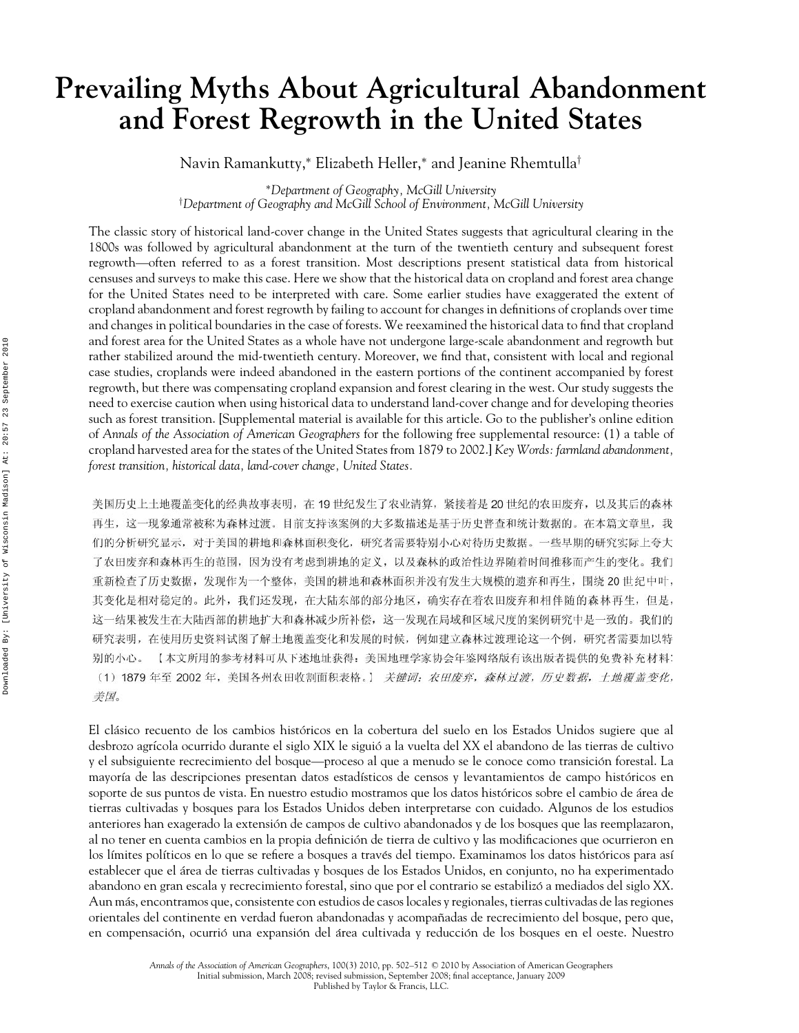# Prevailing Myths About Agricultural Abandonment and Forest Regrowth in the United States

Navin Ramankutty,* Elizabeth Heller,* and Jeanine Rhemtulla†

*Department of Geography, McGill University*
†*Department of Geography and McGill School of Environment, McGill University*

The classic story of historical land-cover change in the United States suggests that agricultural clearing in the 1800s was followed by agricultural abandonment at the turn of the twentieth century and subsequent forest regrowth—often referred to as a forest transition. Most descriptions present statistical data from historical censuses and surveys to make this case. Here we show that the historical data on cropland and forest area change for the United States need to be interpreted with care. Some earlier studies have exaggerated the extent of cropland abandonment and forest regrowth by failing to account for changes in definitions of croplands over time and changes in political boundaries in the case of forests. We reexamined the historical data to find that cropland and forest area for the United States as a whole have not undergone large-scale abandonment and regrowth but rather stabilized around the mid-twentieth century. Moreover, we find that, consistent with local and regional case studies, croplands were indeed abandoned in the eastern portions of the continent accompanied by forest regrowth, but there was compensating cropland expansion and forest clearing in the west. Our study suggests the need to exercise caution when using historical data to understand land-cover change and for developing theories such as forest transition. [Supplemental material is available for this article. Go to the publisher's online edition of *Annals of the Association of American Geographers* for the following free supplemental resource: (1) a table of cropland harvested area for the states of the United States from 1879 to 2002.] *Key Words: farmland abandonment, forest transition, historical data, land-cover change, United States.*

美国历史上土地覆盖变化的经典故事表明，在 19 世纪发生了农业清算，紧接着是 20 世纪的农田废弃，以及其后的森林再生，这一现象通常被称为森林过渡。目前支持该案例的大多数描述是基于历史普查和统计数据的。在本篇文章里，我们的分析研究显示，对于美国的耕地和森林面积变化，研究者需要特别小心对待历史数据。一些早期的研究实际上夸大了农田废弃和森林再生的范围，因为没有考虑到耕地的定义，以及森林的政治性边界随着时间推移而产生的变化。我们重新检查了历史数据，发现作为一个整体，美国的耕地和森林面积并没有发生大规模的遗弃和再生，围绕 20 世纪中叶，其变化是相对稳定的。此外，我们还发现，在大陆东部的部分地区，确实存在着农田废弃和相伴随的森林再生，但是，这一结果被发生在大陆西部的耕地扩大和森林减少所补偿，这一发现在局域和区域尺度的案例研究中是一致的。我们的研究表明，在使用历史资料试图了解土地覆盖变化和发展的时候，例如建立森林过渡理论这一个例，研究者需要加以特别的小心。【本文所用的参考材料可从下述地址获得：美国地理学家协会年鉴网络版有该出版者提供的免费补充材料：（1）1879 年至 2002 年，美国各州农田收割面积表格。】 *关键词：农田废弃，森林过渡，历史数据，土地覆盖变化，美国。*

El clásico recuento de los cambios históricos en la cobertura del suelo en los Estados Unidos sugiere que al desbrozo agrícola ocurrido durante el siglo XIX le siguió a la vuelta del XX el abandono de las tierras de cultivo y el subsiguiente recrecimiento del bosque—proceso al que a menudo se le conoce como transición forestal. La mayoría de las descripciones presentan datos estadísticos de censos y levantamientos de campo históricos en soporte de sus puntos de vista. En nuestro estudio mostramos que los datos históricos sobre el cambio de área de tierras cultivadas y bosques para los Estados Unidos deben interpretarse con cuidado. Algunos de los estudios anteriores han exagerado la extensión de campos de cultivo abandonados y de los bosques que los reemplazaron, al no tener en cuenta cambios en la propia definición de tierra de cultivo y las modificaciones que ocurrieron en los límites políticos en lo que se refiere a bosques a través del tiempo. Examinamos los datos históricos para así establecer que el área de tierras cultivadas y bosques de los Estados Unidos, en conjunto, no ha experimentado abandono en gran escala y recrecimiento forestal, sino que por el contrario se estabilizó a mediados del siglo XX. Aun más, encontramos que, consistente con estudios de casos locales y regionales, tierras cultivadas de las regiones orientales del continente en verdad fueron abandonadas y acompañadas de recrecimiento del bosque, pero que, en compensación, ocurrió una expansión del área cultivada y reducción de los bosques en el oeste. Nuestro

*Annals of the Association of American Geographers*, 100(3) 2010, pp. 502–512 © 2010 by Association of American Geographers
Initial submission, March 2008; revised submission, September 2008; final acceptance, January 2009
Published by Taylor & Francis, LLC.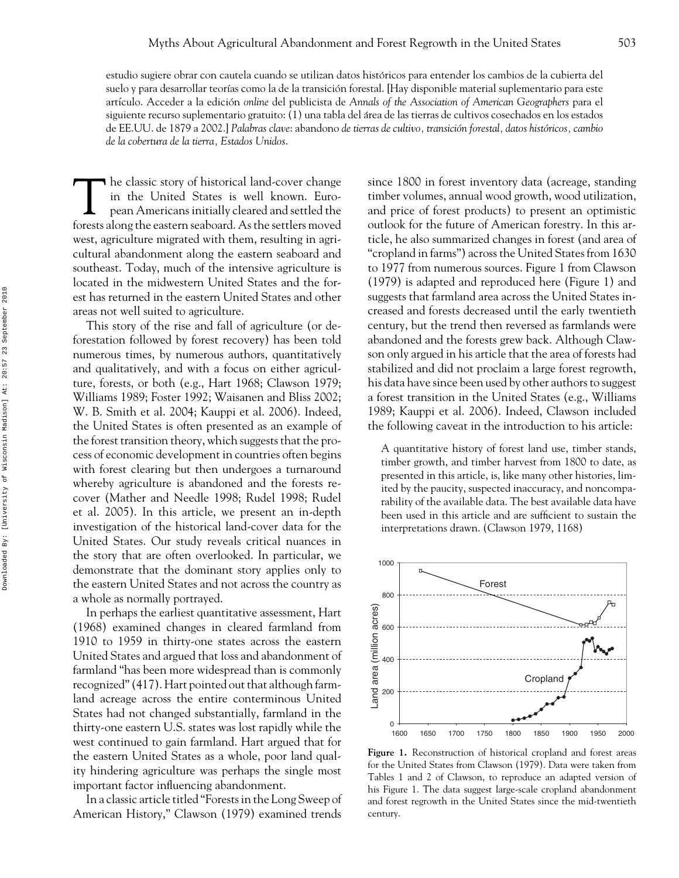estudio sugiere obrar con cautela cuando se utilizan datos históricos para entender los cambios de la cubierta del suelo y para desarrollar teorías como la de la transición forestal. [Hay disponible material suplementario para este artículo. Acceder a la edición *online* del publicista de *Annals of the Association of American Geographers* para el siguiente recurso suplementario gratuito: (1) una tabla del área de las tierras de cultivos cosechados en los estados de EE.UU. de 1879 a 2002.] *Palabras clave*: abandono *de tierras de cultivo, transición forestal, datos históricos, cambio de la cobertura de la tierra, Estados Unidos*.

The classic story of historical land-cover change in the United States is well known. European Americans initially cleared and settled the forests along the eastern seaboard. As the settlers moved west, agriculture migrated with them, resulting in agricultural abandonment along the eastern seaboard and southeast. Today, much of the intensive agriculture is located in the midwestern United States and the forest has returned in the eastern United States and other areas not well suited to agriculture.

This story of the rise and fall of agriculture (or deforestation followed by forest recovery) has been told numerous times, by numerous authors, quantitatively and qualitatively, and with a focus on either agriculture, forests, or both (e.g., Hart 1968; Clawson 1979; Williams 1989; Foster 1992; Waisanen and Bliss 2002; W. B. Smith et al. 2004; Kauppi et al. 2006). Indeed, the United States is often presented as an example of the forest transition theory, which suggests that the process of economic development in countries often begins with forest clearing but then undergoes a turnaround whereby agriculture is abandoned and the forests recover (Mather and Needle 1998; Rudel 1998; Rudel et al. 2005). In this article, we present an in-depth investigation of the historical land-cover data for the United States. Our study reveals critical nuances in the story that are often overlooked. In particular, we demonstrate that the dominant story applies only to the eastern United States and not across the country as a whole as normally portrayed.

In perhaps the earliest quantitative assessment, Hart (1968) examined changes in cleared farmland from 1910 to 1959 in thirty-one states across the eastern United States and argued that loss and abandonment of farmland "has been more widespread than is commonly recognized" (417). Hart pointed out that although farmland acreage across the entire conterminous United States had not changed substantially, farmland in the thirty-one eastern U.S. states was lost rapidly while the west continued to gain farmland. Hart argued that for the eastern United States as a whole, poor land quality hindering agriculture was perhaps the single most important factor influencing abandonment.

In a classic article titled "Forests in the Long Sweep of American History," Clawson (1979) examined trends since 1800 in forest inventory data (acreage, standing timber volumes, annual wood growth, wood utilization, and price of forest products) to present an optimistic outlook for the future of American forestry. In this article, he also summarized changes in forest (and area of "cropland in farms") across the United States from 1630 to 1977 from numerous sources. Figure 1 from Clawson (1979) is adapted and reproduced here (Figure 1) and suggests that farmland area across the United States increased and forests decreased until the early twentieth century, but the trend then reversed as farmlands were abandoned and the forests grew back. Although Clawson only argued in his article that the area of forests had stabilized and did not proclaim a large forest regrowth, his data have since been used by other authors to suggest a forest transition in the United States (e.g., Williams 1989; Kauppi et al. 2006). Indeed, Clawson included the following caveat in the introduction to his article:

> A quantitative history of forest land use, timber stands, timber growth, and timber harvest from 1800 to date, as presented in this article, is, like many other histories, limited by the paucity, suspected inaccuracy, and noncomparability of the available data. The best available data have been used in this article and are sufficient to sustain the interpretations drawn. (Clawson 1979, 1168)

**Figure 1.** Reconstruction of historical cropland and forest areas for the United States from Clawson (1979). Data were taken from Tables 1 and 2 of Clawson, to reproduce an adapted version of his Figure 1. The data suggest large-scale cropland abandonment and forest regrowth in the United States since the mid-twentieth century.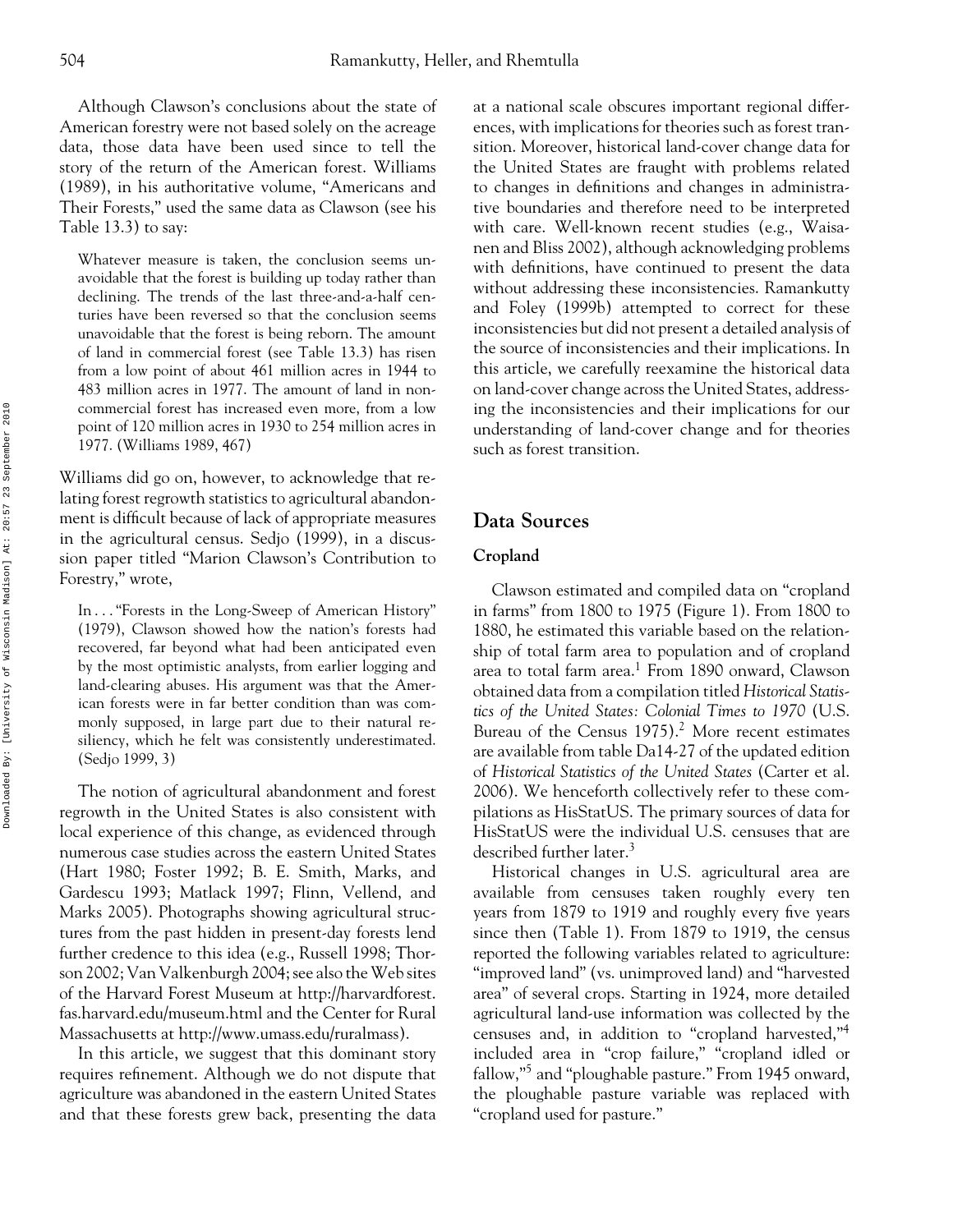Although Clawson's conclusions about the state of American forestry were not based solely on the acreage data, those data have been used since to tell the story of the return of the American forest. Williams (1989), in his authoritative volume, "Americans and Their Forests," used the same data as Clawson (see his Table 13.3) to say:

> Whatever measure is taken, the conclusion seems unavoidable that the forest is building up today rather than declining. The trends of the last three-and-a-half centuries have been reversed so that the conclusion seems unavoidable that the forest is being reborn. The amount of land in commercial forest (see Table 13.3) has risen from a low point of about 461 million acres in 1944 to 483 million acres in 1977. The amount of land in noncommercial forest has increased even more, from a low point of 120 million acres in 1930 to 254 million acres in 1977. (Williams 1989, 467)

Williams did go on, however, to acknowledge that relating forest regrowth statistics to agricultural abandonment is difficult because of lack of appropriate measures in the agricultural census. Sedjo (1999), in a discussion paper titled "Marion Clawson's Contribution to Forestry," wrote,

> In . . . "Forests in the Long-Sweep of American History" (1979), Clawson showed how the nation's forests had recovered, far beyond what had been anticipated even by the most optimistic analysts, from earlier logging and land-clearing abuses. His argument was that the American forests were in far better condition than was commonly supposed, in large part due to their natural resiliency, which he felt was consistently underestimated. (Sedjo 1999, 3)

The notion of agricultural abandonment and forest regrowth in the United States is also consistent with local experience of this change, as evidenced through numerous case studies across the eastern United States (Hart 1980; Foster 1992; B. E. Smith, Marks, and Gardescu 1993; Matlack 1997; Flinn, Vellend, and Marks 2005). Photographs showing agricultural structures from the past hidden in present-day forests lend further credence to this idea (e.g., Russell 1998; Thorson 2002; Van Valkenburgh 2004; see also the Web sites of the Harvard Forest Museum at http://harvardforest.fas.harvard.edu/museum.html and the Center for Rural Massachusetts at http://www.umass.edu/ruralmass).

In this article, we suggest that this dominant story requires refinement. Although we do not dispute that agriculture was abandoned in the eastern United States and that these forests grew back, presenting the data at a national scale obscures important regional differences, with implications for theories such as forest transition. Moreover, historical land-cover change data for the United States are fraught with problems related to changes in definitions and changes in administrative boundaries and therefore need to be interpreted with care. Well-known recent studies (e.g., Waisanen and Bliss 2002), although acknowledging problems with definitions, have continued to present the data without addressing these inconsistencies. Ramankutty and Foley (1999b) attempted to correct for these inconsistencies but did not present a detailed analysis of the source of inconsistencies and their implications. In this article, we carefully reexamine the historical data on land-cover change across the United States, addressing the inconsistencies and their implications for our understanding of land-cover change and for theories such as forest transition.

## Data Sources

### Cropland

Clawson estimated and compiled data on "cropland in farms" from 1800 to 1975 (Figure 1). From 1800 to 1880, he estimated this variable based on the relationship of total farm area to population and of cropland area to total farm area.[1] From 1890 onward, Clawson obtained data from a compilation titled *Historical Statistics of the United States: Colonial Times to 1970* (U.S. Bureau of the Census 1975).[2] More recent estimates are available from table Da14-27 of the updated edition of *Historical Statistics of the United States* (Carter et al. 2006). We henceforth collectively refer to these compilations as HisStatUS. The primary sources of data for HisStatUS were the individual U.S. censuses that are described further later.[3]

Historical changes in U.S. agricultural area are available from censuses taken roughly every ten years from 1879 to 1919 and roughly every five years since then (Table 1). From 1879 to 1919, the census reported the following variables related to agriculture: "improved land" (vs. unimproved land) and "harvested area" of several crops. Starting in 1924, more detailed agricultural land-use information was collected by the censuses and, in addition to "cropland harvested,"[4] included area in "crop failure," "cropland idled or fallow,"[5] and "ploughable pasture." From 1945 onward, the ploughable pasture variable was replaced with "cropland used for pasture."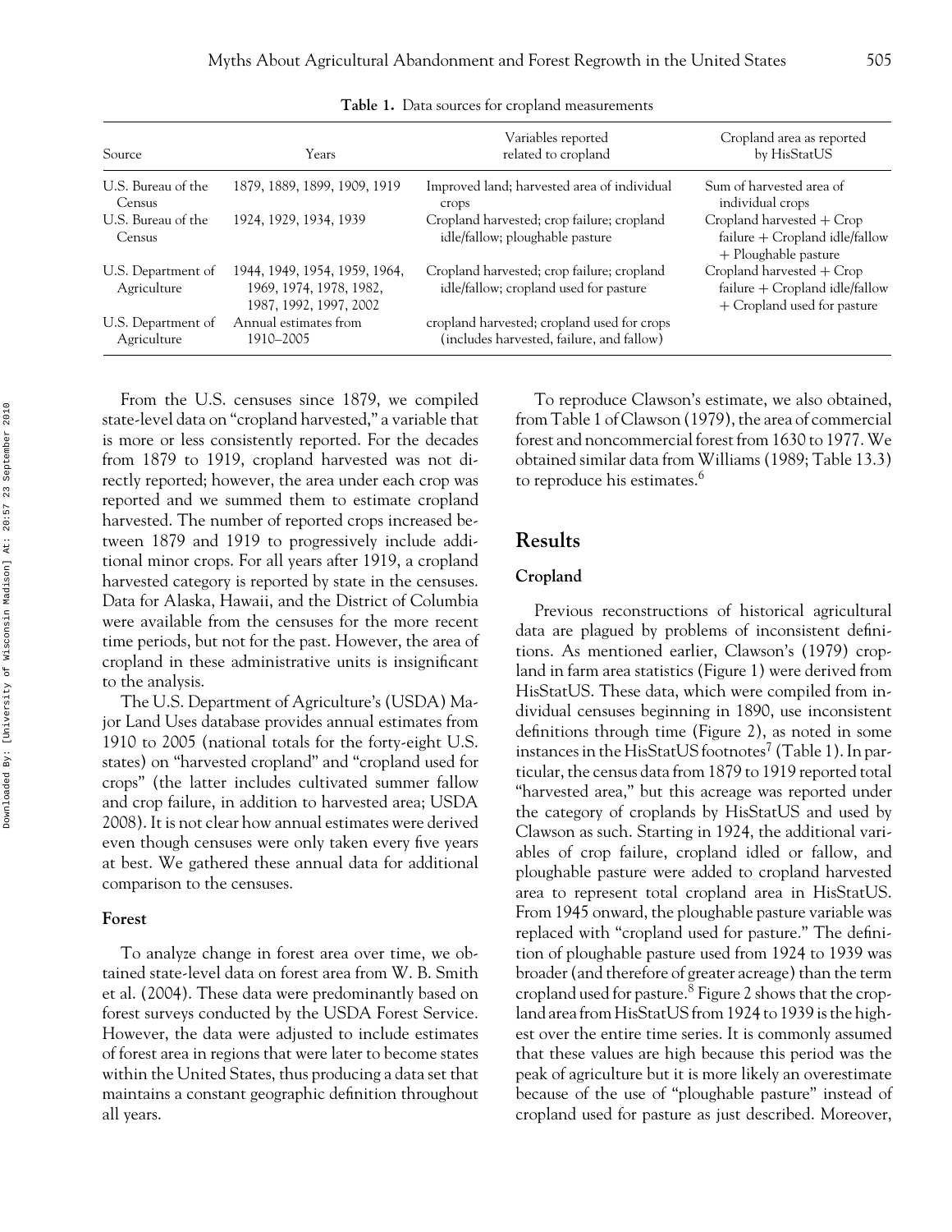**Table 1.** Data sources for cropland measurements

| Source | Years | Variables reported related to cropland | Cropland area as reported by HisStatUS |
|---|---|---|---|
| U.S. Bureau of the Census | 1879, 1889, 1899, 1909, 1919 | Improved land; harvested area of individual crops | Sum of harvested area of individual crops |
| U.S. Bureau of the Census | 1924, 1929, 1934, 1939 | Cropland harvested; crop failure; cropland idle/fallow; ploughable pasture | Cropland harvested + Crop failure + Cropland idle/fallow + Ploughable pasture |
| U.S. Department of Agriculture | 1944, 1949, 1954, 1959, 1964, 1969, 1974, 1978, 1982, 1987, 1992, 1997, 2002 | Cropland harvested; crop failure; cropland idle/fallow; cropland used for pasture | Cropland harvested + Crop failure + Cropland idle/fallow + Cropland used for pasture |
| U.S. Department of Agriculture | Annual estimates from 1910–2005 | cropland harvested; cropland used for crops (includes harvested, failure, and fallow) | |

From the U.S. censuses since 1879, we compiled state-level data on "cropland harvested," a variable that is more or less consistently reported. For the decades from 1879 to 1919, cropland harvested was not directly reported; however, the area under each crop was reported and we summed them to estimate cropland harvested. The number of reported crops increased between 1879 and 1919 to progressively include additional minor crops. For all years after 1919, a cropland harvested category is reported by state in the censuses. Data for Alaska, Hawaii, and the District of Columbia were available from the censuses for the more recent time periods, but not for the past. However, the area of cropland in these administrative units is insignificant to the analysis.

The U.S. Department of Agriculture's (USDA) Major Land Uses database provides annual estimates from 1910 to 2005 (national totals for the forty-eight U.S. states) on "harvested cropland" and "cropland used for crops" (the latter includes cultivated summer fallow and crop failure, in addition to harvested area; USDA 2008). It is not clear how annual estimates were derived even though censuses were only taken every five years at best. We gathered these annual data for additional comparison to the censuses.

### Forest

To analyze change in forest area over time, we obtained state-level data on forest area from W. B. Smith et al. (2004). These data were predominantly based on forest surveys conducted by the USDA Forest Service. However, the data were adjusted to include estimates of forest area in regions that were later to become states within the United States, thus producing a data set that maintains a constant geographic definition throughout all years.

To reproduce Clawson's estimate, we also obtained, from Table 1 of Clawson (1979), the area of commercial forest and noncommercial forest from 1630 to 1977. We obtained similar data from Williams (1989; Table 13.3) to reproduce his estimates.[6]

## Results

### Cropland

Previous reconstructions of historical agricultural data are plagued by problems of inconsistent definitions. As mentioned earlier, Clawson's (1979) cropland in farm area statistics (Figure 1) were derived from HisStatUS. These data, which were compiled from individual censuses beginning in 1890, use inconsistent definitions through time (Figure 2), as noted in some instances in the HisStatUS footnotes[7] (Table 1). In particular, the census data from 1879 to 1919 reported total "harvested area," but this acreage was reported under the category of croplands by HisStatUS and used by Clawson as such. Starting in 1924, the additional variables of crop failure, cropland idled or fallow, and ploughable pasture were added to cropland harvested area to represent total cropland area in HisStatUS. From 1945 onward, the ploughable pasture variable was replaced with "cropland used for pasture." The definition of ploughable pasture used from 1924 to 1939 was broader (and therefore of greater acreage) than the term cropland used for pasture.[8] Figure 2 shows that the cropland area from HisStatUS from 1924 to 1939 is the highest over the entire time series. It is commonly assumed that these values are high because this period was the peak of agriculture but it is more likely an overestimate because of the use of "ploughable pasture" instead of cropland used for pasture as just described. Moreover,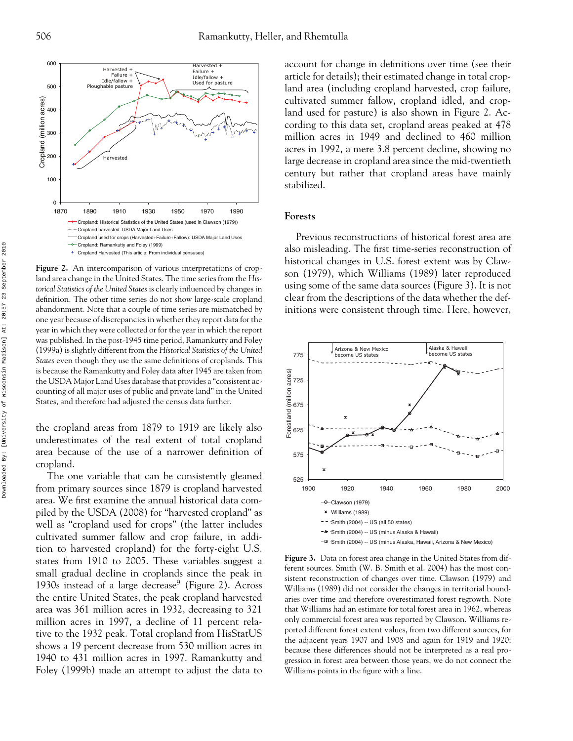Figure 2. An intercomparison of various interpretations of cropland area change in the United States. The time series from the *Historical Statistics of the United States* is clearly influenced by changes in definition. The other time series do not show large-scale cropland abandonment. Note that a couple of time series are mismatched by one year because of discrepancies in whether they report data for the year in which they were collected or for the year in which the report was published. In the post-1945 time period, Ramankutty and Foley (1999a) is slightly different from the *Historical Statistics of the United States* even though they use the same definitions of croplands. This is because the Ramankutty and Foley data after 1945 are taken from the USDA Major Land Uses database that provides a "consistent accounting of all major uses of public and private land" in the United States, and therefore had adjusted the census data further.

the cropland areas from 1879 to 1919 are likely also underestimates of the real extent of total cropland area because of the use of a narrower definition of cropland.

The one variable that can be consistently gleaned from primary sources since 1879 is cropland harvested area. We first examine the annual historical data compiled by the USDA (2008) for "harvested cropland" as well as "cropland used for crops" (the latter includes cultivated summer fallow and crop failure, in addition to harvested cropland) for the forty-eight U.S. states from 1910 to 2005. These variables suggest a small gradual decline in croplands since the peak in 1930s instead of a large decrease[9] (Figure 2). Across the entire United States, the peak cropland harvested area was 361 million acres in 1932, decreasing to 321 million acres in 1997, a decline of 11 percent relative to the 1932 peak. Total cropland from HisStatUS shows a 19 percent decrease from 530 million acres in 1940 to 431 million acres in 1997. Ramankutty and Foley (1999b) made an attempt to adjust the data to account for change in definitions over time (see their article for details); their estimated change in total cropland area (including cropland harvested, crop failure, cultivated summer fallow, cropland idled, and cropland used for pasture) is also shown in Figure 2. According to this data set, cropland areas peaked at 478 million acres in 1949 and declined to 460 million acres in 1992, a mere 3.8 percent decline, showing no large decrease in cropland area since the mid-twentieth century but rather that cropland areas have mainly stabilized.

## Forests

Previous reconstructions of historical forest area are also misleading. The first time-series reconstruction of historical changes in U.S. forest extent was by Clawson (1979), which Williams (1989) later reproduced using some of the same data sources (Figure 3). It is not clear from the descriptions of the data whether the definitions were consistent through time. Here, however,

Figure 3. Data on forest area change in the United States from different sources. Smith (W. B. Smith et al. 2004) has the most consistent reconstruction of changes over time. Clawson (1979) and Williams (1989) did not consider the changes in territorial boundaries over time and therefore overestimated forest regrowth. Note that Williams had an estimate for total forest area in 1962, whereas only commercial forest area was reported by Clawson. Williams reported different forest extent values, from two different sources, for the adjacent years 1907 and 1908 and again for 1919 and 1920; because these differences should not be interpreted as a real progression in forest area between those years, we do not connect the Williams points in the figure with a line.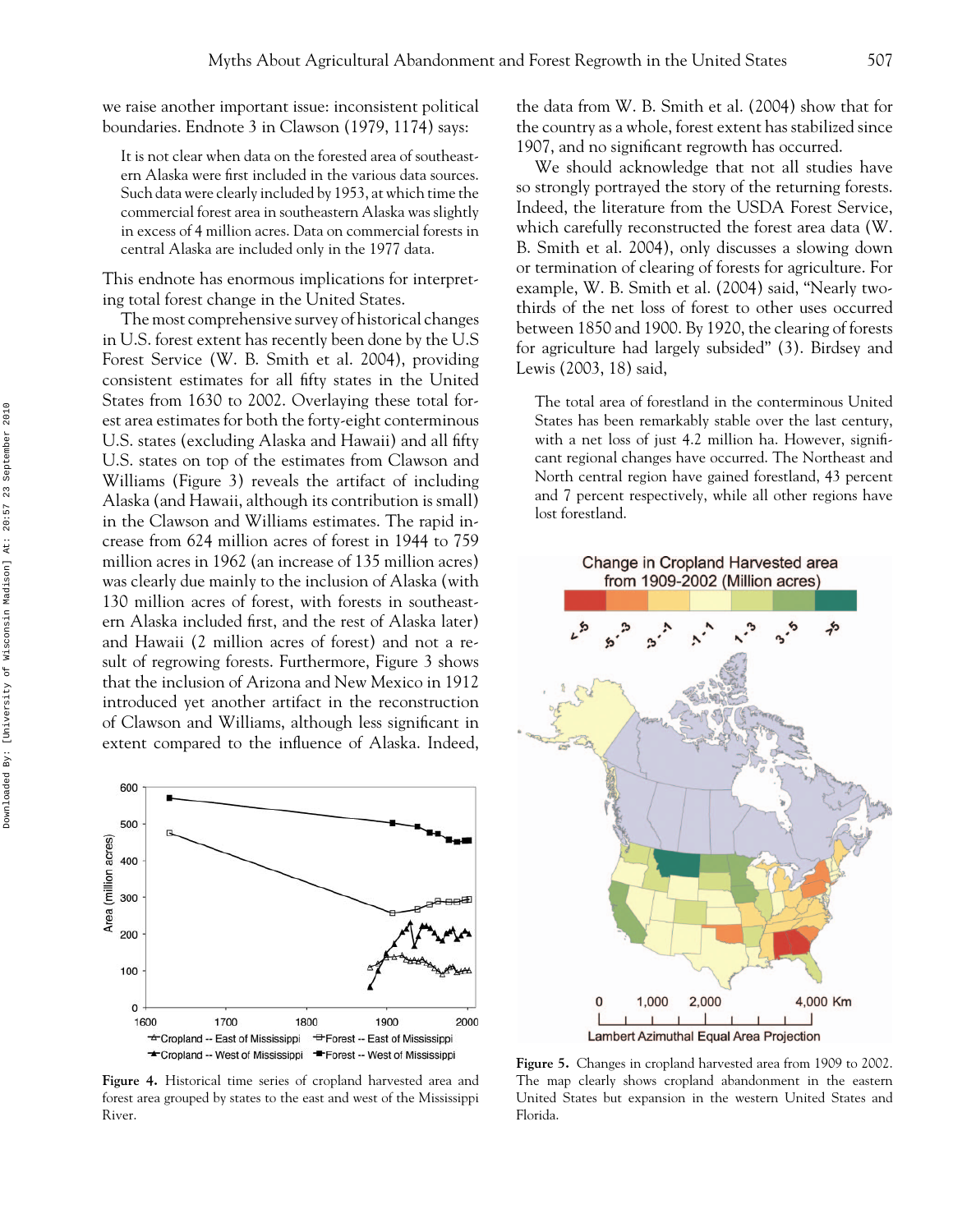we raise another important issue: inconsistent political boundaries. Endnote 3 in Clawson (1979, 1174) says:

> It is not clear when data on the forested area of southeastern Alaska were first included in the various data sources. Such data were clearly included by 1953, at which time the commercial forest area in southeastern Alaska was slightly in excess of 4 million acres. Data on commercial forests in central Alaska are included only in the 1977 data.

This endnote has enormous implications for interpreting total forest change in the United States.

The most comprehensive survey of historical changes in U.S. forest extent has recently been done by the U.S Forest Service (W. B. Smith et al. 2004), providing consistent estimates for all fifty states in the United States from 1630 to 2002. Overlaying these total forest area estimates for both the forty-eight conterminous U.S. states (excluding Alaska and Hawaii) and all fifty U.S. states on top of the estimates from Clawson and Williams (Figure 3) reveals the artifact of including Alaska (and Hawaii, although its contribution is small) in the Clawson and Williams estimates. The rapid increase from 624 million acres of forest in 1944 to 759 million acres in 1962 (an increase of 135 million acres) was clearly due mainly to the inclusion of Alaska (with 130 million acres of forest, with forests in southeastern Alaska included first, and the rest of Alaska later) and Hawaii (2 million acres of forest) and not a result of regrowing forests. Furthermore, Figure 3 shows that the inclusion of Arizona and New Mexico in 1912 introduced yet another artifact in the reconstruction of Clawson and Williams, although less significant in extent compared to the influence of Alaska. Indeed, the data from W. B. Smith et al. (2004) show that for the country as a whole, forest extent has stabilized since 1907, and no significant regrowth has occurred.

We should acknowledge that not all studies have so strongly portrayed the story of the returning forests. Indeed, the literature from the USDA Forest Service, which carefully reconstructed the forest area data (W. B. Smith et al. 2004), only discusses a slowing down or termination of clearing of forests for agriculture. For example, W. B. Smith et al. (2004) said, "Nearly two-thirds of the net loss of forest to other uses occurred between 1850 and 1900. By 1920, the clearing of forests for agriculture had largely subsided" (3). Birdsey and Lewis (2003, 18) said,

> The total area of forestland in the conterminous United States has been remarkably stable over the last century, with a net loss of just 4.2 million ha. However, significant regional changes have occurred. The Northeast and North central region have gained forestland, 43 percent and 7 percent respectively, while all other regions have lost forestland.

**Figure 4.** Historical time series of cropland harvested area and forest area grouped by states to the east and west of the Mississippi River.

**Figure 5.** Changes in cropland harvested area from 1909 to 2002. The map clearly shows cropland abandonment in the eastern United States but expansion in the western United States and Florida.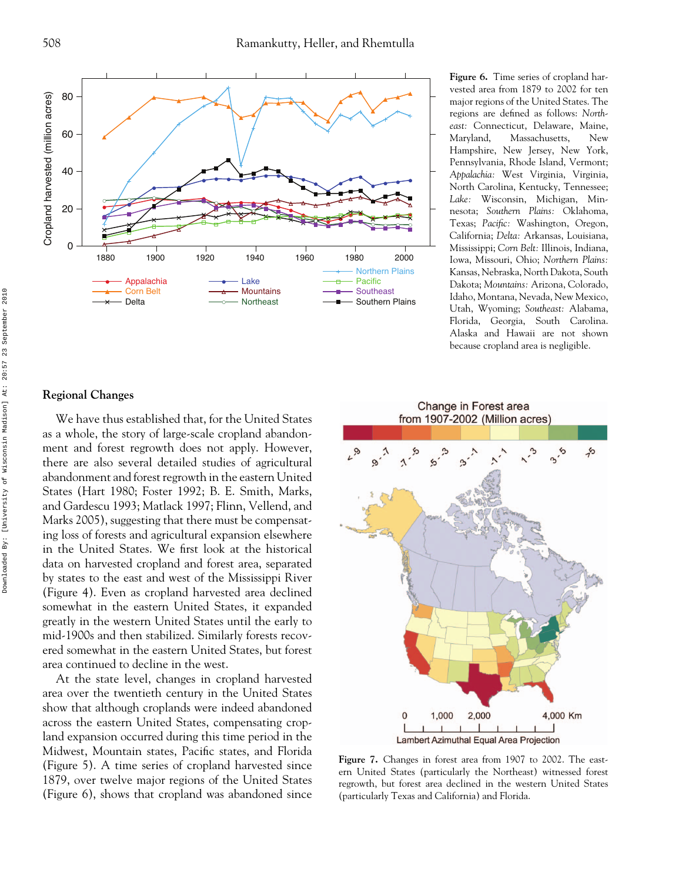**Figure 6.** Time series of cropland harvested area from 1879 to 2002 for ten major regions of the United States. The regions are defined as follows: *Northeast:* Connecticut, Delaware, Maine, Maryland, Massachusetts, New Hampshire, New Jersey, New York, Pennsylvania, Rhode Island, Vermont; *Appalachia:* West Virginia, Virginia, North Carolina, Kentucky, Tennessee; *Lake:* Wisconsin, Michigan, Minnesota; *Southern Plains:* Oklahoma, Texas; *Pacific:* Washington, Oregon, California; *Delta:* Arkansas, Louisiana, Mississippi; *Corn Belt:* Illinois, Indiana, Iowa, Missouri, Ohio; *Northern Plains:* Kansas, Nebraska, North Dakota, South Dakota; *Mountains:* Arizona, Colorado, Idaho, Montana, Nevada, New Mexico, Utah, Wyoming; *Southeast:* Alabama, Florida, Georgia, South Carolina. Alaska and Hawaii are not shown because cropland area is negligible.

## Regional Changes

We have thus established that, for the United States as a whole, the story of large-scale cropland abandonment and forest regrowth does not apply. However, there are also several detailed studies of agricultural abandonment and forest regrowth in the eastern United States (Hart 1980; Foster 1992; B. E. Smith, Marks, and Gardescu 1993; Matlack 1997; Flinn, Vellend, and Marks 2005), suggesting that there must be compensating loss of forests and agricultural expansion elsewhere in the United States. We first look at the historical data on harvested cropland and forest area, separated by states to the east and west of the Mississippi River (Figure 4). Even as cropland harvested area declined somewhat in the eastern United States, it expanded greatly in the western United States until the early to mid-1900s and then stabilized. Similarly forests recovered somewhat in the eastern United States, but forest area continued to decline in the west.

At the state level, changes in cropland harvested area over the twentieth century in the United States show that although croplands were indeed abandoned across the eastern United States, compensating cropland expansion occurred during this time period in the Midwest, Mountain states, Pacific states, and Florida (Figure 5). A time series of cropland harvested since 1879, over twelve major regions of the United States (Figure 6), shows that cropland was abandoned since

**Figure 7.** Changes in forest area from 1907 to 2002. The eastern United States (particularly the Northeast) witnessed forest regrowth, but forest area declined in the western United States (particularly Texas and California) and Florida.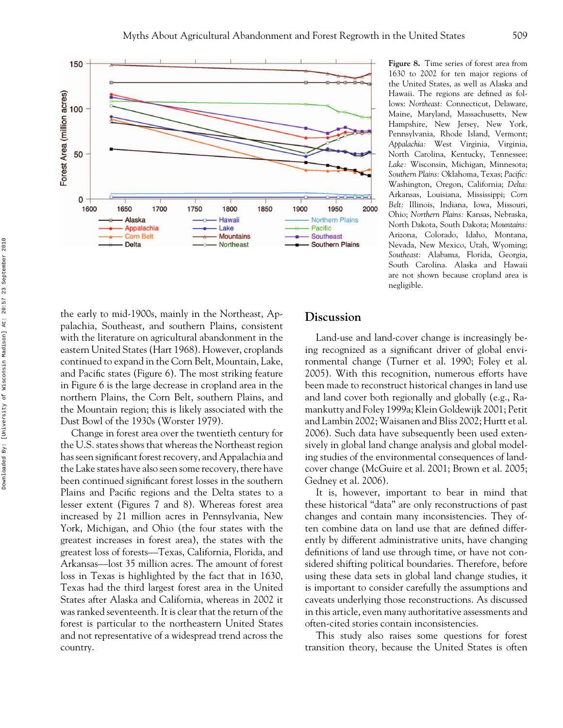**Figure 8.** Time series of forest area from 1630 to 2002 for ten major regions of the United States, as well as Alaska and Hawaii. The regions are defined as follows: *Northeast:* Connecticut, Delaware, Maine, Maryland, Massachusetts, New Hampshire, New Jersey, New York, Pennsylvania, Rhode Island, Vermont; *Appalachia:* West Virginia, Virginia, North Carolina, Kentucky, Tennessee; *Lake:* Wisconsin, Michigan, Minnesota; *Southern Plains:* Oklahoma, Texas; *Pacific:* Washington, Oregon, California; *Delta:* Arkansas, Louisiana, Mississippi; *Corn Belt:* Illinois, Indiana, Iowa, Missouri, Ohio; *Northern Plains:* Kansas, Nebraska, North Dakota, South Dakota; *Mountains:* Arizona, Colorado, Idaho, Montana, Nevada, New Mexico, Utah, Wyoming; *Southeast:* Alabama, Florida, Georgia, South Carolina. Alaska and Hawaii are not shown because cropland area is negligible.

the early to mid-1900s, mainly in the Northeast, Appalachia, Southeast, and southern Plains, consistent with the literature on agricultural abandonment in the eastern United States (Hart 1968). However, croplands continued to expand in the Corn Belt, Mountain, Lake, and Pacific states (Figure 6). The most striking feature in Figure 6 is the large decrease in cropland area in the northern Plains, the Corn Belt, southern Plains, and the Mountain region; this is likely associated with the Dust Bowl of the 1930s (Worster 1979).

Change in forest area over the twentieth century for the U.S. states shows that whereas the Northeast region has seen significant forest recovery, and Appalachia and the Lake states have also seen some recovery, there have been continued significant forest losses in the southern Plains and Pacific regions and the Delta states to a lesser extent (Figures 7 and 8). Whereas forest area increased by 21 million acres in Pennsylvania, New York, Michigan, and Ohio (the four states with the greatest increases in forest area), the states with the greatest loss of forests—Texas, California, Florida, and Arkansas—lost 35 million acres. The amount of forest loss in Texas is highlighted by the fact that in 1630, Texas had the third largest forest area in the United States after Alaska and California, whereas in 2002 it was ranked seventeenth. It is clear that the return of the forest is particular to the northeastern United States and not representative of a widespread trend across the country.

## Discussion

Land-use and land-cover change is increasingly being recognized as a significant driver of global environmental change (Turner et al. 1990; Foley et al. 2005). With this recognition, numerous efforts have been made to reconstruct historical changes in land use and land cover both regionally and globally (e.g., Ramankutty and Foley 1999a; Klein Goldewijk 2001; Petit and Lambin 2002; Waisanen and Bliss 2002; Hurtt et al. 2006). Such data have subsequently been used extensively in global land change analysis and global modeling studies of the environmental consequences of land-cover change (McGuire et al. 2001; Brown et al. 2005; Gedney et al. 2006).

It is, however, important to bear in mind that these historical "data" are only reconstructions of past changes and contain many inconsistencies. They often combine data on land use that are defined differently by different administrative units, have changing definitions of land use through time, or have not considered shifting political boundaries. Therefore, before using these data sets in global land change studies, it is important to consider carefully the assumptions and caveats underlying those reconstructions. As discussed in this article, even many authoritative assessments and often-cited stories contain inconsistencies.

This study also raises some questions for forest transition theory, because the United States is often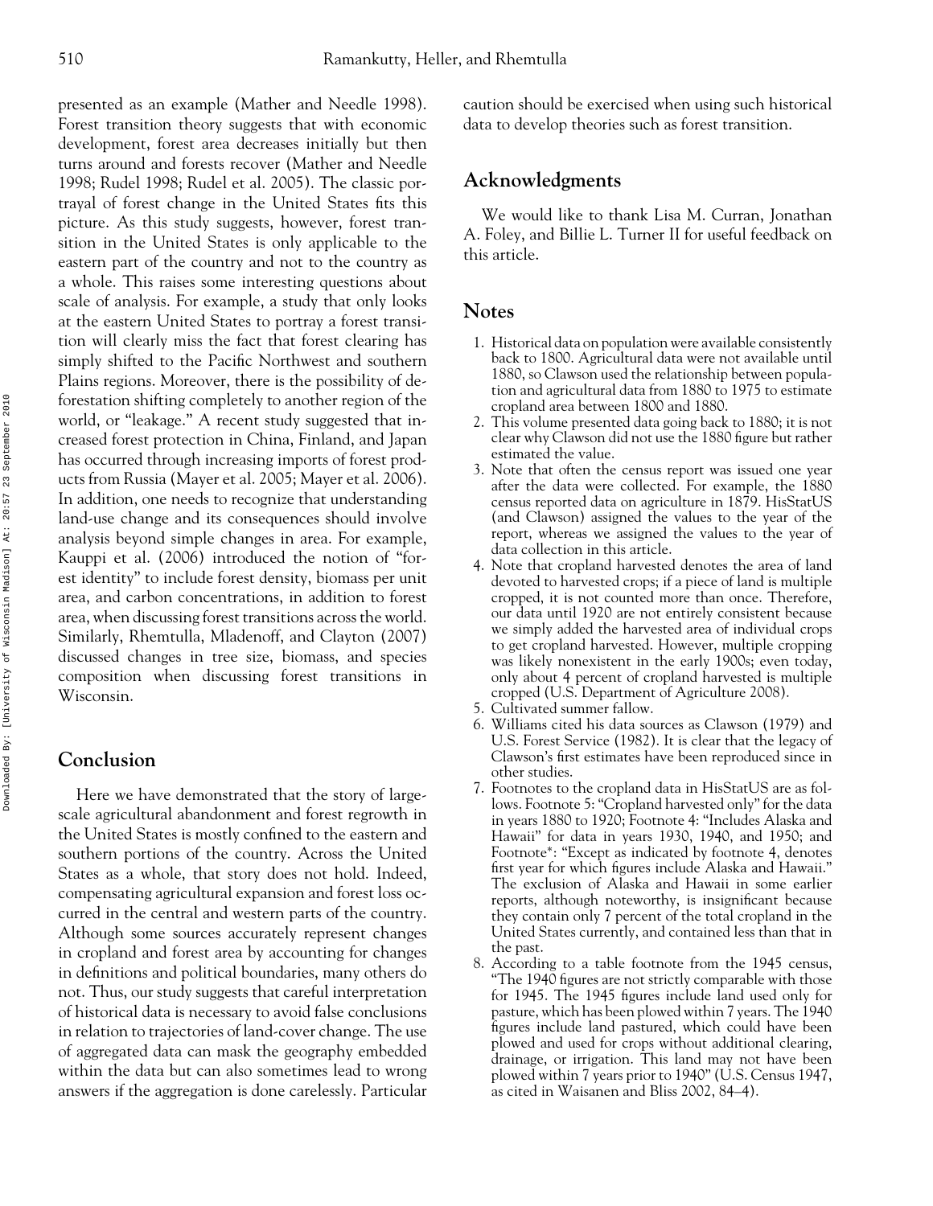presented as an example (Mather and Needle 1998). Forest transition theory suggests that with economic development, forest area decreases initially but then turns around and forests recover (Mather and Needle 1998; Rudel 1998; Rudel et al. 2005). The classic portrayal of forest change in the United States fits this picture. As this study suggests, however, forest transition in the United States is only applicable to the eastern part of the country and not to the country as a whole. This raises some interesting questions about scale of analysis. For example, a study that only looks at the eastern United States to portray a forest transition will clearly miss the fact that forest clearing has simply shifted to the Pacific Northwest and southern Plains regions. Moreover, there is the possibility of deforestation shifting completely to another region of the world, or "leakage." A recent study suggested that increased forest protection in China, Finland, and Japan has occurred through increasing imports of forest products from Russia (Mayer et al. 2005; Mayer et al. 2006). In addition, one needs to recognize that understanding land-use change and its consequences should involve analysis beyond simple changes in area. For example, Kauppi et al. (2006) introduced the notion of "forest identity" to include forest density, biomass per unit area, and carbon concentrations, in addition to forest area, when discussing forest transitions across the world. Similarly, Rhemtulla, Mladenoff, and Clayton (2007) discussed changes in tree size, biomass, and species composition when discussing forest transitions in Wisconsin.

## Conclusion

Here we have demonstrated that the story of large-scale agricultural abandonment and forest regrowth in the United States is mostly confined to the eastern and southern portions of the country. Across the United States as a whole, that story does not hold. Indeed, compensating agricultural expansion and forest loss occurred in the central and western parts of the country. Although some sources accurately represent changes in cropland and forest area by accounting for changes in definitions and political boundaries, many others do not. Thus, our study suggests that careful interpretation of historical data is necessary to avoid false conclusions in relation to trajectories of land-cover change. The use of aggregated data can mask the geography embedded within the data but can also sometimes lead to wrong answers if the aggregation is done carelessly. Particular caution should be exercised when using such historical data to develop theories such as forest transition.

## Acknowledgments

We would like to thank Lisa M. Curran, Jonathan A. Foley, and Billie L. Turner II for useful feedback on this article.

## Notes

1. Historical data on population were available consistently back to 1800. Agricultural data were not available until 1880, so Clawson used the relationship between population and agricultural data from 1880 to 1975 to estimate cropland area between 1800 and 1880.
2. This volume presented data going back to 1880; it is not clear why Clawson did not use the 1880 figure but rather estimated the value.
3. Note that often the census report was issued one year after the data were collected. For example, the 1880 census reported data on agriculture in 1879. HisStatUS (and Clawson) assigned the values to the year of the report, whereas we assigned the values to the year of data collection in this article.
4. Note that cropland harvested denotes the area of land devoted to harvested crops; if a piece of land is multiple cropped, it is not counted more than once. Therefore, our data until 1920 are not entirely consistent because we simply added the harvested area of individual crops to get cropland harvested. However, multiple cropping was likely nonexistent in the early 1900s; even today, only about 4 percent of cropland harvested is multiple cropped (U.S. Department of Agriculture 2008).
5. Cultivated summer fallow.
6. Williams cited his data sources as Clawson (1979) and U.S. Forest Service (1982). It is clear that the legacy of Clawson's first estimates have been reproduced since in other studies.
7. Footnotes to the cropland data in HisStatUS are as follows. Footnote 5: "Cropland harvested only" for the data in years 1880 to 1920; Footnote 4: "Includes Alaska and Hawaii" for data in years 1930, 1940, and 1950; and Footnote*: "Except as indicated by footnote 4, denotes first year for which figures include Alaska and Hawaii." The exclusion of Alaska and Hawaii in some earlier reports, although noteworthy, is insignificant because they contain only 7 percent of the total cropland in the United States currently, and contained less than that in the past.
8. According to a table footnote from the 1945 census, "The 1940 figures are not strictly comparable with those for 1945. The 1945 figures include land used only for pasture, which has been plowed within 7 years. The 1940 figures include land pastured, which could have been plowed and used for crops without additional clearing, drainage, or irrigation. This land may not have been plowed within 7 years prior to 1940" (U.S. Census 1947, as cited in Waisanen and Bliss 2002, 84–4).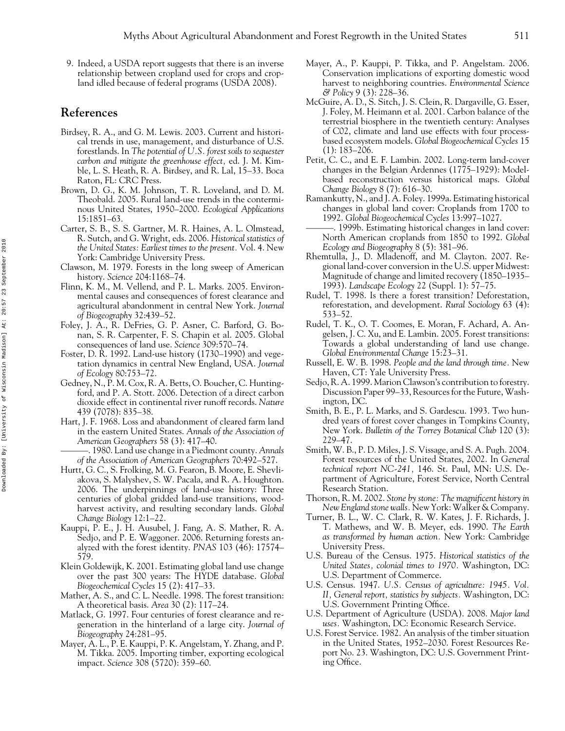9. Indeed, a USDA report suggests that there is an inverse relationship between cropland used for crops and cropland idled because of federal programs (USDA 2008).

## References

Birdsey, R. A., and G. M. Lewis. 2003. Current and historical trends in use, management, and disturbance of U.S. forestlands. In *The potential of U.S. forest soils to sequester carbon and mitigate the greenhouse effect,* ed. J. M. Kimble, L. S. Heath, R. A. Birdsey, and R. Lal, 15–33. Boca Raton, FL: CRC Press.

Brown, D. G., K. M. Johnson, T. R. Loveland, and D. M. Theobald. 2005. Rural land-use trends in the conterminous United States, 1950–2000. *Ecological Applications* 15:1851–63.

Carter, S. B., S. S. Gartner, M. R. Haines, A. L. Olmstead, R. Sutch, and G. Wright, eds. 2006. *Historical statistics of the United States: Earliest times to the present.* Vol. 4. New York: Cambridge University Press.

Clawson, M. 1979. Forests in the long sweep of American history. *Science* 204:1168–74.

Flinn, K. M., M. Vellend, and P. L. Marks. 2005. Environmental causes and consequences of forest clearance and agricultural abandonment in central New York. *Journal of Biogeography* 32:439–52.

Foley, J. A., R. DeFries, G. P. Asner, C. Barford, G. Bonan, S. R. Carpenter, F. S. Chapin et al. 2005. Global consequences of land use. *Science* 309:570–74.

Foster, D. R. 1992. Land-use history (1730–1990) and vegetation dynamics in central New England, USA. *Journal of Ecology* 80:753–72.

Gedney, N., P. M. Cox, R. A. Betts, O. Boucher, C. Huntingford, and P. A. Stott. 2006. Detection of a direct carbon dioxide effect in continental river runoff records. *Nature* 439 (7078): 835–38.

Hart, J. F. 1968. Loss and abandonment of cleared farm land in the eastern United States. *Annals of the Association of American Geographers* 58 (3): 417–40.

———. 1980. Land use change in a Piedmont county. *Annals of the Association of American Geographers* 70:492–527.

Hurtt, G. C., S. Frolking, M. G. Fearon, B. Moore, E. Shevliakova, S. Malyshev, S. W. Pacala, and R. A. Houghton. 2006. The underpinnings of land-use history: Three centuries of global gridded land-use transitions, wood-harvest activity, and resulting secondary lands. *Global Change Biology* 12:1–22.

Kauppi, P. E., J. H. Ausubel, J. Fang, A. S. Mather, R. A. Sedjo, and P. E. Waggoner. 2006. Returning forests analyzed with the forest identity. *PNAS* 103 (46): 17574–579.

Klein Goldewijk, K. 2001. Estimating global land use change over the past 300 years: The HYDE database. *Global Biogeochemical Cycles* 15 (2): 417–33.

Mather, A. S., and C. L. Needle. 1998. The forest transition: A theoretical basis. *Area* 30 (2): 117–24.

Matlack, G. 1997. Four centuries of forest clearance and regeneration in the hinterland of a large city. *Journal of Biogeography* 24:281–95.

Mayer, A. L., P. E. Kauppi, P. K. Angelstam, Y. Zhang, and P. M. Tikka. 2005. Importing timber, exporting ecological impact. *Science* 308 (5720): 359–60.

Mayer, A., P. Kauppi, P. Tikka, and P. Angelstam. 2006. Conservation implications of exporting domestic wood harvest to neighboring countries. *Environmental Science & Policy* 9 (3): 228–36.

McGuire, A. D., S. Sitch, J. S. Clein, R. Dargaville, G. Esser, J. Foley, M. Heimann et al. 2001. Carbon balance of the terrestrial biosphere in the twentieth century: Analyses of C02, climate and land use effects with four process-based ecosystem models. *Global Biogeochemical Cycles* 15 (1): 183–206.

Petit, C. C., and E. F. Lambin. 2002. Long-term land-cover changes in the Belgian Ardennes (1775–1929): Model-based reconstruction versus historical maps. *Global Change Biology* 8 (7): 616–30.

Ramankutty, N., and J. A. Foley. 1999a. Estimating historical changes in global land cover: Croplands from 1700 to 1992. *Global Biogeochemical Cycles* 13:997–1027.

———. 1999b. Estimating historical changes in land cover: North American croplands from 1850 to 1992. *Global Ecology and Biogeography* 8 (5): 381–96.

Rhemtulla, J., D. Mladenoff, and M. Clayton. 2007. Regional land-cover conversion in the U.S. upper Midwest: Magnitude of change and limited recovery (1850–1935–1993). *Landscape Ecology* 22 (Suppl. 1): 57–75.

Rudel, T. 1998. Is there a forest transition? Deforestation, reforestation, and development. *Rural Sociology* 63 (4): 533–52.

Rudel, T. K., O. T. Coomes, E. Moran, F. Achard, A. Angelsen, J. C. Xu, and E. Lambin. 2005. Forest transitions: Towards a global understanding of land use change. *Global Environmental Change* 15:23–31.

Russell, E. W. B. 1998. *People and the land through time.* New Haven, CT: Yale University Press.

Sedjo, R. A. 1999. Marion Clawson's contribution to forestry. Discussion Paper 99–33, Resources for the Future, Washington, DC.

Smith, B. E., P. L. Marks, and S. Gardescu. 1993. Two hundred years of forest cover changes in Tompkins County, New York. *Bulletin of the Torrey Botanical Club* 120 (3): 229–47.

Smith, W. B., P. D. Miles, J. S. Vissage, and S. A. Pugh. 2004. Forest resources of the United States, 2002. In *General technical report NC-241,* 146. St. Paul, MN: U.S. Department of Agriculture, Forest Service, North Central Research Station.

Thorson, R. M. 2002. *Stone by stone: The magnificent history in New England stone walls.* New York: Walker & Company.

Turner, B. L., W. C. Clark, R. W. Kates, J. F. Richards, J. T. Mathews, and W. B. Meyer, eds. 1990. *The Earth as transformed by human action.* New York: Cambridge University Press.

U.S. Bureau of the Census. 1975. *Historical statistics of the United States, colonial times to 1970.* Washington, DC: U.S. Department of Commerce.

U.S. Census. 1947. *U.S. Census of agriculture: 1945. Vol. II, General report, statistics by subjects.* Washington, DC: U.S. Government Printing Office.

U.S. Department of Agriculture (USDA). 2008. *Major land uses.* Washington, DC: Economic Research Service.

U.S. Forest Service. 1982. An analysis of the timber situation in the United States, 1952–2030. Forest Resources Report No. 23. Washington, DC: U.S. Government Printing Office.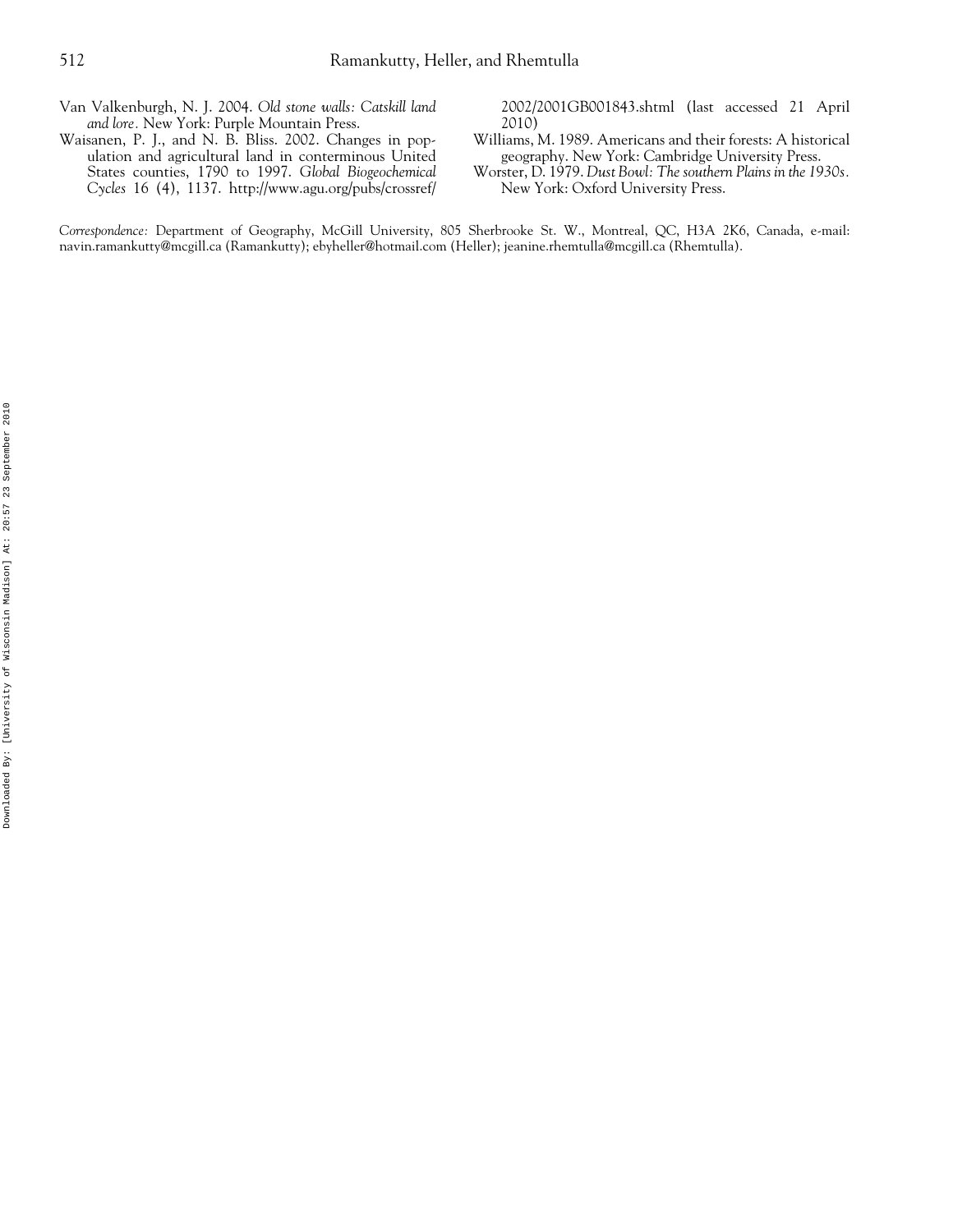Van Valkenburgh, N. J. 2004. *Old stone walls: Catskill land and lore*. New York: Purple Mountain Press.

Waisanen, P. J., and N. B. Bliss. 2002. Changes in population and agricultural land in conterminous United States counties, 1790 to 1997. *Global Biogeochemical Cycles* 16 (4), 1137. http://www.agu.org/pubs/crossref/2002/2001GB001843.shtml (last accessed 21 April 2010)

Williams, M. 1989. Americans and their forests: A historical geography. New York: Cambridge University Press.

Worster, D. 1979. *Dust Bowl: The southern Plains in the 1930s*. New York: Oxford University Press.

*Correspondence:* Department of Geography, McGill University, 805 Sherbrooke St. W., Montreal, QC, H3A 2K6, Canada, e-mail: navin.ramankutty@mcgill.ca (Ramankutty); ebyheller@hotmail.com (Heller); jeanine.rhemtulla@mcgill.ca (Rhemtulla).